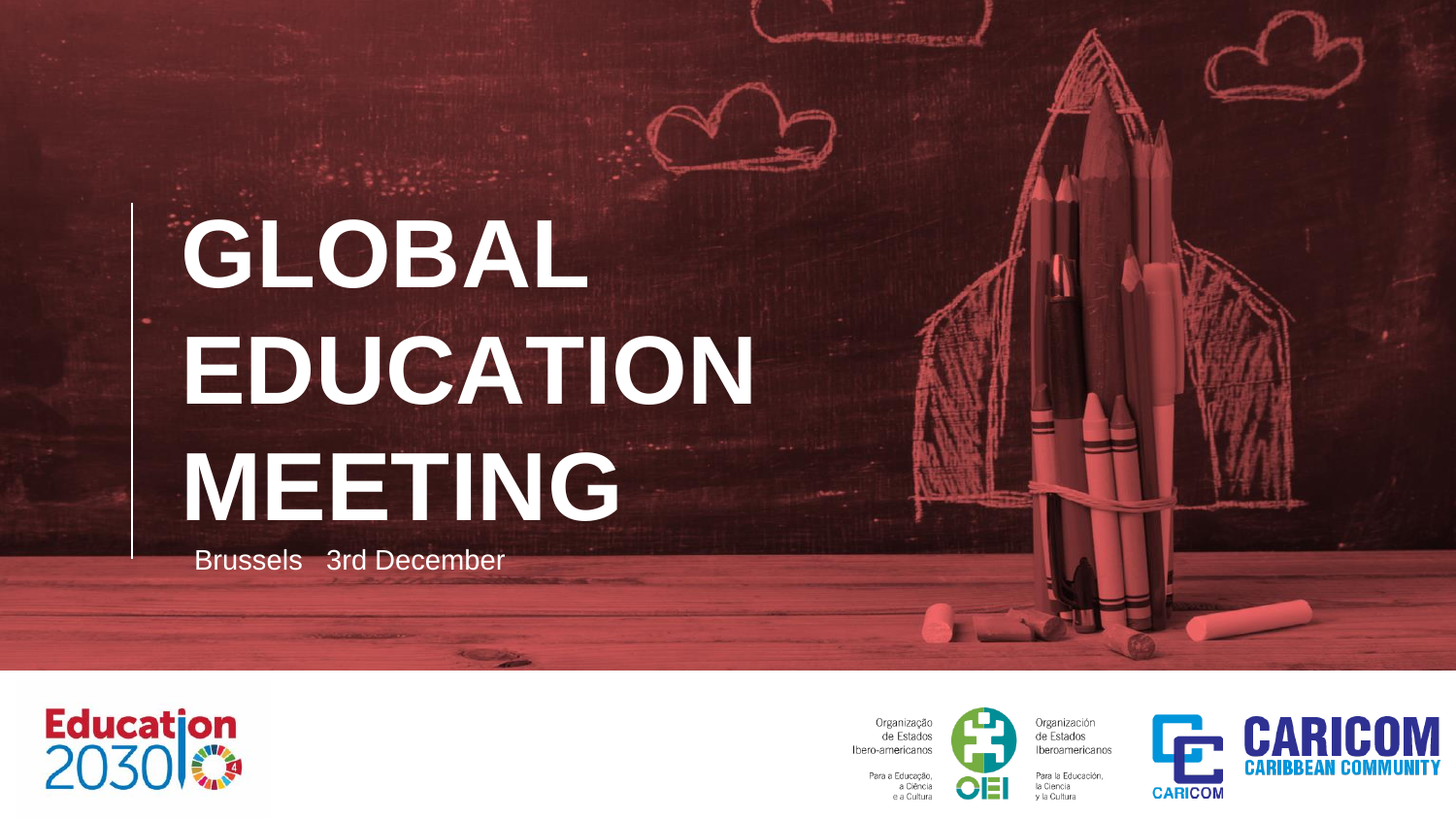# GLOBAL EDUCATION MEETING

Brussels 3rd December

Education 2030

Organização de Estados Ibero-americanos Para a Educação, a Ciência e a Cultura

OEI

Organización de Estados Iberoamericanos Para la Educación, la Ciencia y la Cultura

CARICOM CARIBBEAN COMMUNITY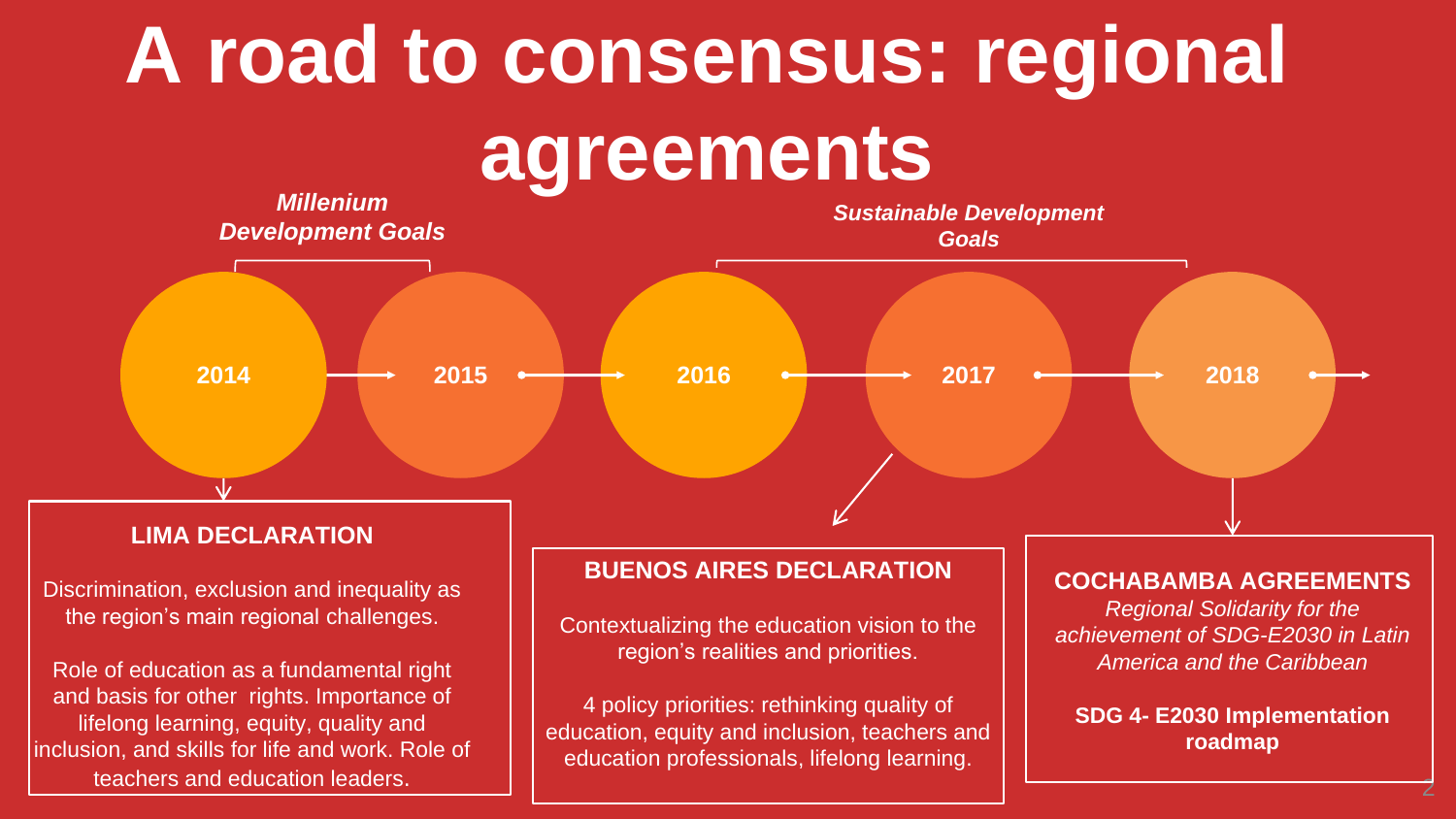# A road to consensus: regional agreements

*Millenium Development Goals*

*Sustainable Development Goals*

2014 → 2015 → 2016 → 2017 → 2018 →

### LIMA DECLARATION

Discrimination, exclusion and inequality as the region's main regional challenges.

Role of education as a fundamental right and basis for other rights. Importance of lifelong learning, equity, quality and inclusion, and skills for life and work. Role of teachers and education leaders.

### BUENOS AIRES DECLARATION

Contextualizing the education vision to the region's realities and priorities.

4 policy priorities: rethinking quality of education, equity and inclusion, teachers and education professionals, lifelong learning.

### COCHABAMBA AGREEMENTS

*Regional Solidarity for the achievement of SDG-E2030 in Latin America and the Caribbean*

**SDG 4- E2030 Implementation roadmap**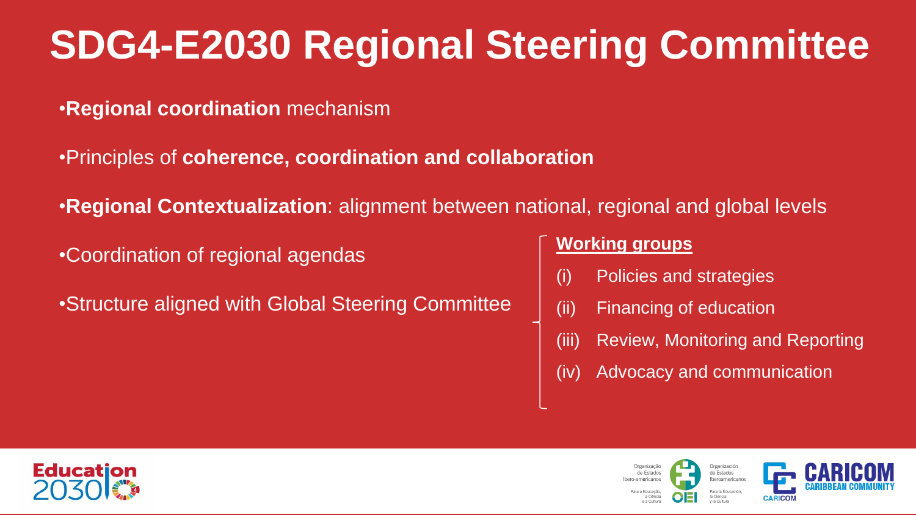# SDG4-E2030 Regional Steering Committee

- **Regional coordination** mechanism
- Principles of **coherence, coordination and collaboration**
- **Regional Contextualization**: alignment between national, regional and global levels
- Coordination of regional agendas
- Structure aligned with Global Steering Committee

**Working groups**

(i) Policies and strategies

(ii) Financing of education

(iii) Review, Monitoring and Reporting

(iv) Advocacy and communication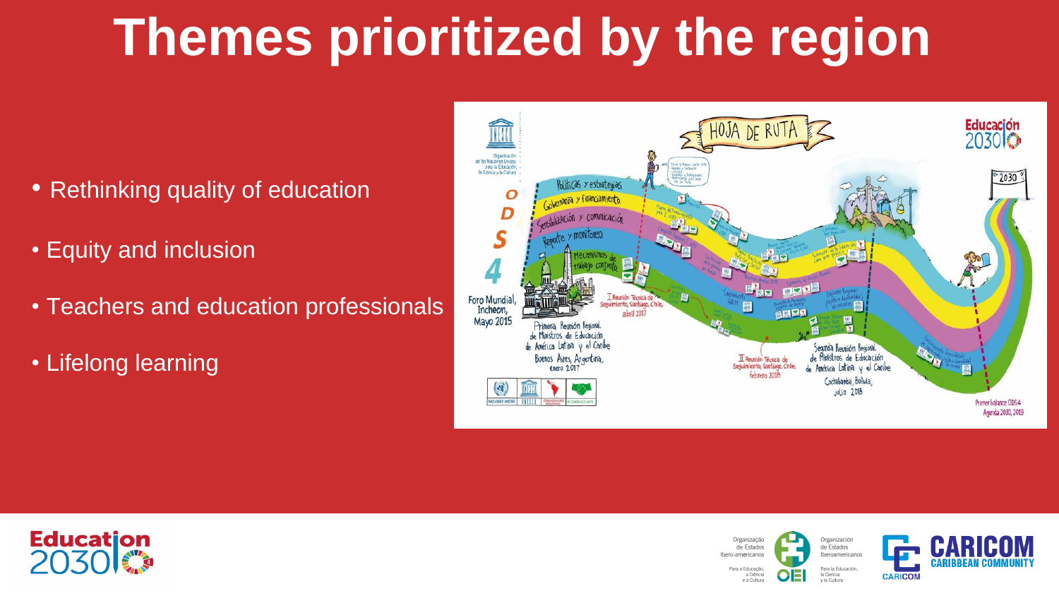# Themes prioritized by the region

- Rethinking quality of education
- Equity and inclusion
- Teachers and education professionals
- Lifelong learning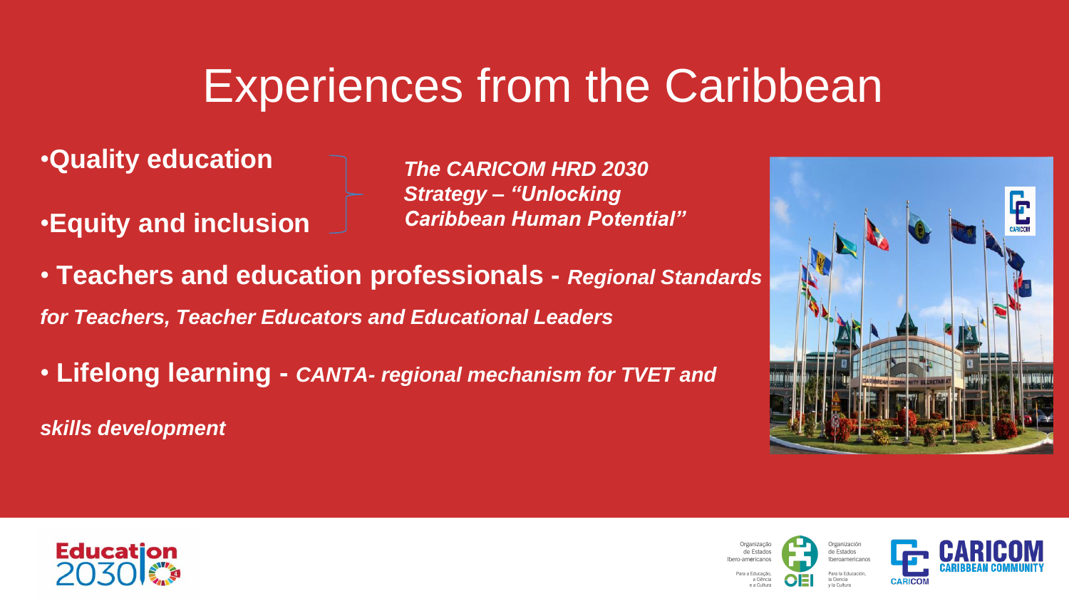# Experiences from the Caribbean

- **Quality education**
- **Equity and inclusion**

***The CARICOM HRD 2030 Strategy – "Unlocking Caribbean Human Potential"***

- **Teachers and education professionals -** ***Regional Standards for Teachers, Teacher Educators and Educational Leaders***
- **Lifelong learning -** ***CANTA- regional mechanism for TVET and skills development***